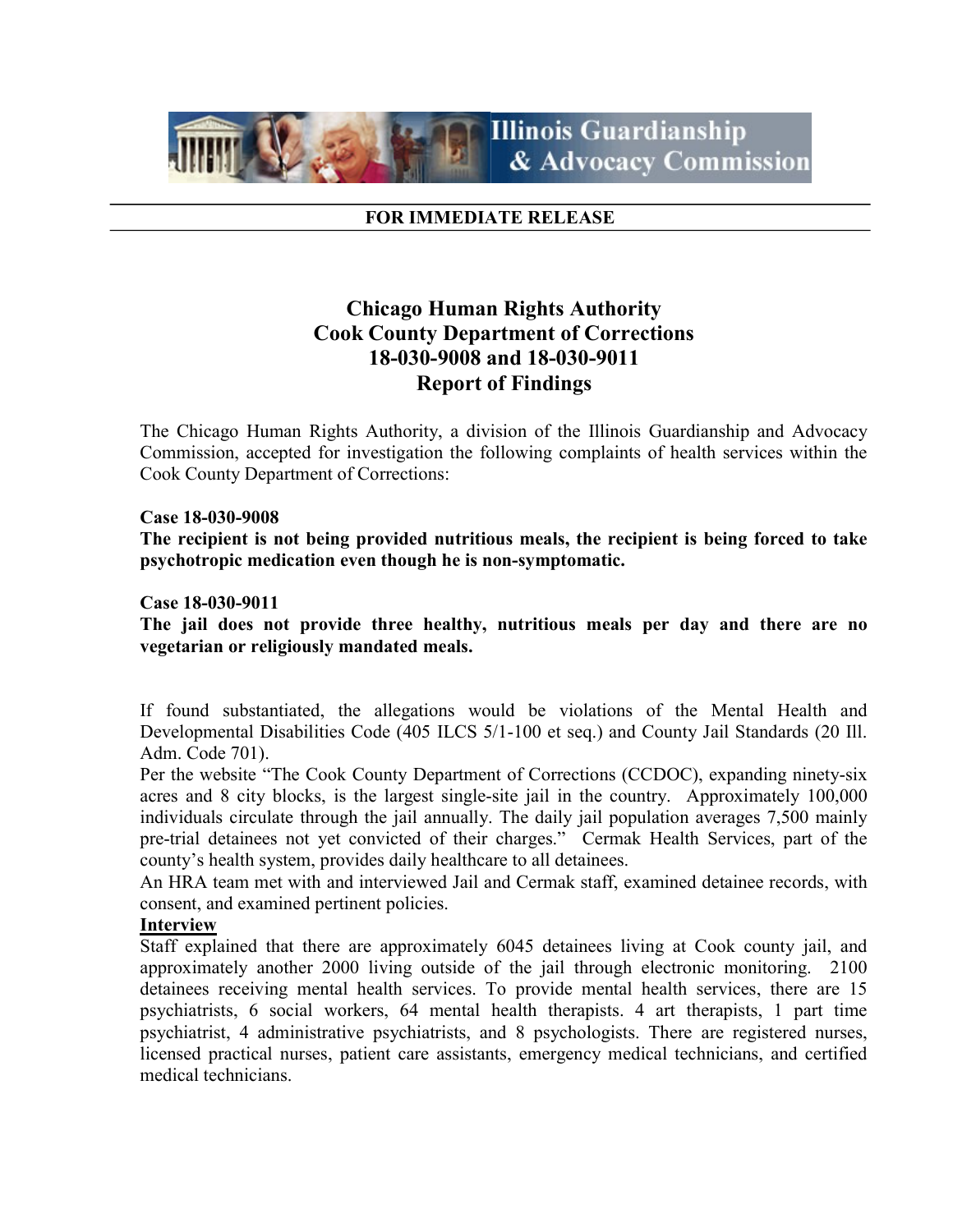Illinois Guardianship & Advocacy Commission

**FOR IMMEDIATE RELEASE**

# Chicago Human Rights Authority
# Cook County Department of Corrections
# 18-030-9008 and 18-030-9011
# Report of Findings

The Chicago Human Rights Authority, a division of the Illinois Guardianship and Advocacy Commission, accepted for investigation the following complaints of health services within the Cook County Department of Corrections:

**Case 18-030-9008**
**The recipient is not being provided nutritious meals, the recipient is being forced to take psychotropic medication even though he is non-symptomatic.**

**Case 18-030-9011**
**The jail does not provide three healthy, nutritious meals per day and there are no vegetarian or religiously mandated meals.**

If found substantiated, the allegations would be violations of the Mental Health and Developmental Disabilities Code (405 ILCS 5/1-100 et seq.) and County Jail Standards (20 Ill. Adm. Code 701).

Per the website "The Cook County Department of Corrections (CCDOC), expanding ninety-six acres and 8 city blocks, is the largest single-site jail in the country. Approximately 100,000 individuals circulate through the jail annually. The daily jail population averages 7,500 mainly pre-trial detainees not yet convicted of their charges." Cermak Health Services, part of the county's health system, provides daily healthcare to all detainees.

An HRA team met with and interviewed Jail and Cermak staff, examined detainee records, with consent, and examined pertinent policies.

**Interview**

Staff explained that there are approximately 6045 detainees living at Cook county jail, and approximately another 2000 living outside of the jail through electronic monitoring. 2100 detainees receiving mental health services. To provide mental health services, there are 15 psychiatrists, 6 social workers, 64 mental health therapists. 4 art therapists, 1 part time psychiatrist, 4 administrative psychiatrists, and 8 psychologists. There are registered nurses, licensed practical nurses, patient care assistants, emergency medical technicians, and certified medical technicians.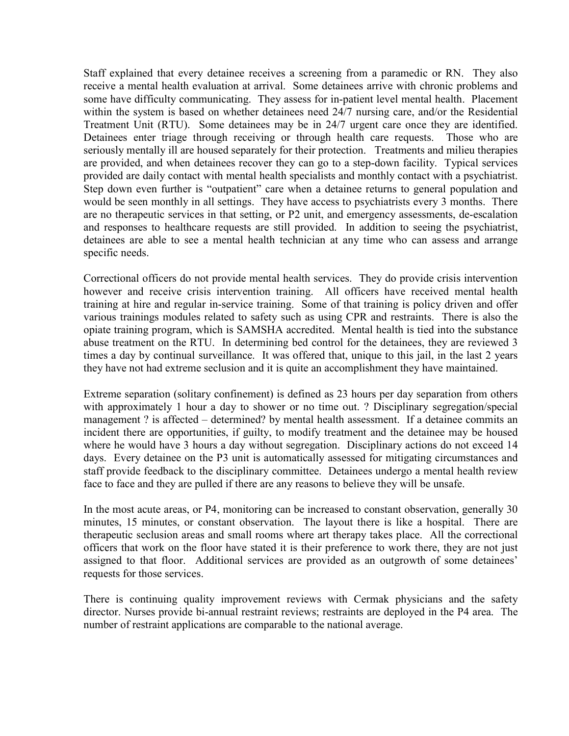Staff explained that every detainee receives a screening from a paramedic or RN. They also receive a mental health evaluation at arrival. Some detainees arrive with chronic problems and some have difficulty communicating. They assess for in-patient level mental health. Placement within the system is based on whether detainees need 24/7 nursing care, and/or the Residential Treatment Unit (RTU). Some detainees may be in 24/7 urgent care once they are identified. Detainees enter triage through receiving or through health care requests. Those who are seriously mentally ill are housed separately for their protection. Treatments and milieu therapies are provided, and when detainees recover they can go to a step-down facility. Typical services provided are daily contact with mental health specialists and monthly contact with a psychiatrist. Step down even further is "outpatient" care when a detainee returns to general population and would be seen monthly in all settings. They have access to psychiatrists every 3 months. There are no therapeutic services in that setting, or P2 unit, and emergency assessments, de-escalation and responses to healthcare requests are still provided. In addition to seeing the psychiatrist, detainees are able to see a mental health technician at any time who can assess and arrange specific needs.

Correctional officers do not provide mental health services. They do provide crisis intervention however and receive crisis intervention training. All officers have received mental health training at hire and regular in-service training. Some of that training is policy driven and offer various trainings modules related to safety such as using CPR and restraints. There is also the opiate training program, which is SAMSHA accredited. Mental health is tied into the substance abuse treatment on the RTU. In determining bed control for the detainees, they are reviewed 3 times a day by continual surveillance. It was offered that, unique to this jail, in the last 2 years they have not had extreme seclusion and it is quite an accomplishment they have maintained.

Extreme separation (solitary confinement) is defined as 23 hours per day separation from others with approximately 1 hour a day to shower or no time out. ? Disciplinary segregation/special management ? is affected – determined? by mental health assessment. If a detainee commits an incident there are opportunities, if guilty, to modify treatment and the detainee may be housed where he would have 3 hours a day without segregation. Disciplinary actions do not exceed 14 days. Every detainee on the P3 unit is automatically assessed for mitigating circumstances and staff provide feedback to the disciplinary committee. Detainees undergo a mental health review face to face and they are pulled if there are any reasons to believe they will be unsafe.

In the most acute areas, or P4, monitoring can be increased to constant observation, generally 30 minutes, 15 minutes, or constant observation. The layout there is like a hospital. There are therapeutic seclusion areas and small rooms where art therapy takes place. All the correctional officers that work on the floor have stated it is their preference to work there, they are not just assigned to that floor. Additional services are provided as an outgrowth of some detainees' requests for those services.

There is continuing quality improvement reviews with Cermak physicians and the safety director. Nurses provide bi-annual restraint reviews; restraints are deployed in the P4 area. The number of restraint applications are comparable to the national average.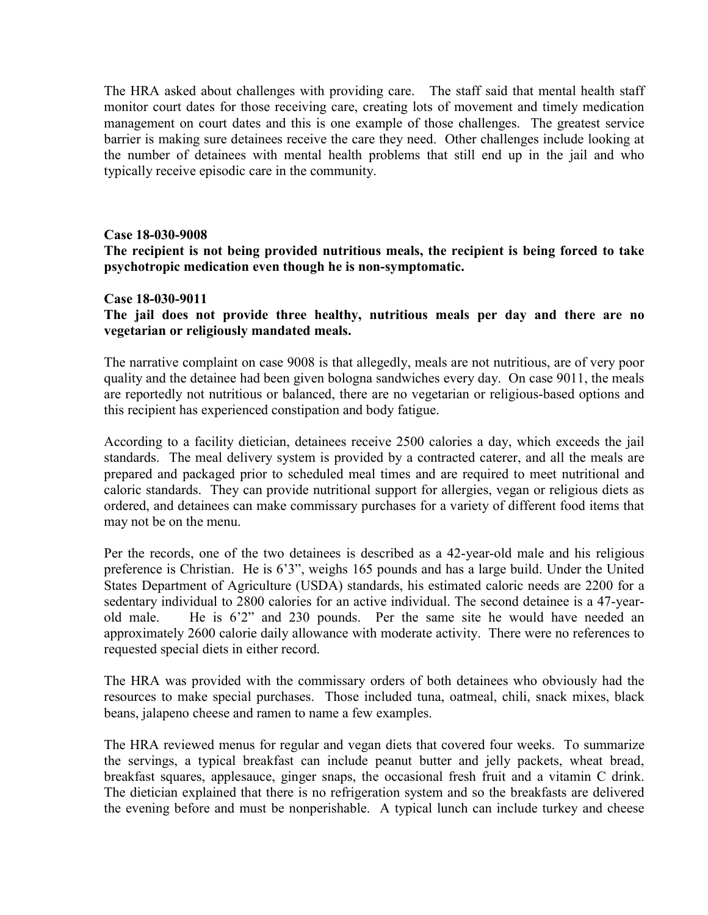The HRA asked about challenges with providing care. The staff said that mental health staff monitor court dates for those receiving care, creating lots of movement and timely medication management on court dates and this is one example of those challenges. The greatest service barrier is making sure detainees receive the care they need. Other challenges include looking at the number of detainees with mental health problems that still end up in the jail and who typically receive episodic care in the community.

**Case 18-030-9008**

**The recipient is not being provided nutritious meals, the recipient is being forced to take psychotropic medication even though he is non-symptomatic.**

**Case 18-030-9011**

**The jail does not provide three healthy, nutritious meals per day and there are no vegetarian or religiously mandated meals.**

The narrative complaint on case 9008 is that allegedly, meals are not nutritious, are of very poor quality and the detainee had been given bologna sandwiches every day. On case 9011, the meals are reportedly not nutritious or balanced, there are no vegetarian or religious-based options and this recipient has experienced constipation and body fatigue.

According to a facility dietician, detainees receive 2500 calories a day, which exceeds the jail standards. The meal delivery system is provided by a contracted caterer, and all the meals are prepared and packaged prior to scheduled meal times and are required to meet nutritional and caloric standards. They can provide nutritional support for allergies, vegan or religious diets as ordered, and detainees can make commissary purchases for a variety of different food items that may not be on the menu.

Per the records, one of the two detainees is described as a 42-year-old male and his religious preference is Christian. He is 6'3", weighs 165 pounds and has a large build. Under the United States Department of Agriculture (USDA) standards, his estimated caloric needs are 2200 for a sedentary individual to 2800 calories for an active individual. The second detainee is a 47-year-old male. He is 6'2" and 230 pounds. Per the same site he would have needed an approximately 2600 calorie daily allowance with moderate activity. There were no references to requested special diets in either record.

The HRA was provided with the commissary orders of both detainees who obviously had the resources to make special purchases. Those included tuna, oatmeal, chili, snack mixes, black beans, jalapeno cheese and ramen to name a few examples.

The HRA reviewed menus for regular and vegan diets that covered four weeks. To summarize the servings, a typical breakfast can include peanut butter and jelly packets, wheat bread, breakfast squares, applesauce, ginger snaps, the occasional fresh fruit and a vitamin C drink. The dietician explained that there is no refrigeration system and so the breakfasts are delivered the evening before and must be nonperishable. A typical lunch can include turkey and cheese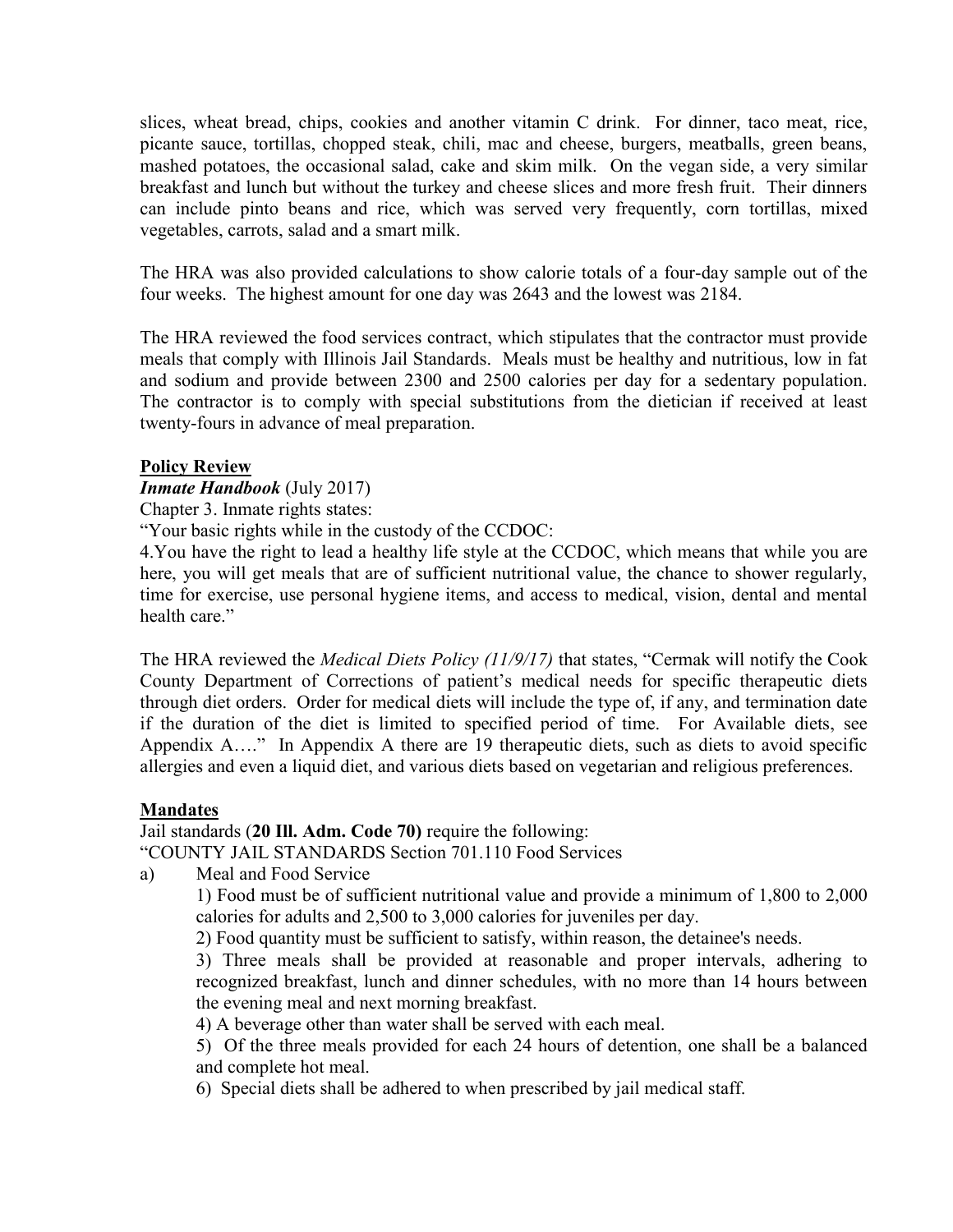slices, wheat bread, chips, cookies and another vitamin C drink. For dinner, taco meat, rice, picante sauce, tortillas, chopped steak, chili, mac and cheese, burgers, meatballs, green beans, mashed potatoes, the occasional salad, cake and skim milk. On the vegan side, a very similar breakfast and lunch but without the turkey and cheese slices and more fresh fruit. Their dinners can include pinto beans and rice, which was served very frequently, corn tortillas, mixed vegetables, carrots, salad and a smart milk.

The HRA was also provided calculations to show calorie totals of a four-day sample out of the four weeks. The highest amount for one day was 2643 and the lowest was 2184.

The HRA reviewed the food services contract, which stipulates that the contractor must provide meals that comply with Illinois Jail Standards. Meals must be healthy and nutritious, low in fat and sodium and provide between 2300 and 2500 calories per day for a sedentary population. The contractor is to comply with special substitutions from the dietician if received at least twenty-fours in advance of meal preparation.

**Policy Review**

***Inmate Handbook*** (July 2017)

Chapter 3. Inmate rights states:

"Your basic rights while in the custody of the CCDOC:

4.You have the right to lead a healthy life style at the CCDOC, which means that while you are here, you will get meals that are of sufficient nutritional value, the chance to shower regularly, time for exercise, use personal hygiene items, and access to medical, vision, dental and mental health care."

The HRA reviewed the *Medical Diets Policy (11/9/17)* that states, "Cermak will notify the Cook County Department of Corrections of patient's medical needs for specific therapeutic diets through diet orders. Order for medical diets will include the type of, if any, and termination date if the duration of the diet is limited to specified period of time. For Available diets, see Appendix A…." In Appendix A there are 19 therapeutic diets, such as diets to avoid specific allergies and even a liquid diet, and various diets based on vegetarian and religious preferences.

**Mandates**

Jail standards (**20 Ill. Adm. Code 70)** require the following:

"COUNTY JAIL STANDARDS Section 701.110 Food Services

a) Meal and Food Service

1) Food must be of sufficient nutritional value and provide a minimum of 1,800 to 2,000 calories for adults and 2,500 to 3,000 calories for juveniles per day.

2) Food quantity must be sufficient to satisfy, within reason, the detainee's needs.

3) Three meals shall be provided at reasonable and proper intervals, adhering to recognized breakfast, lunch and dinner schedules, with no more than 14 hours between the evening meal and next morning breakfast.

4) A beverage other than water shall be served with each meal.

5) Of the three meals provided for each 24 hours of detention, one shall be a balanced and complete hot meal.

6) Special diets shall be adhered to when prescribed by jail medical staff.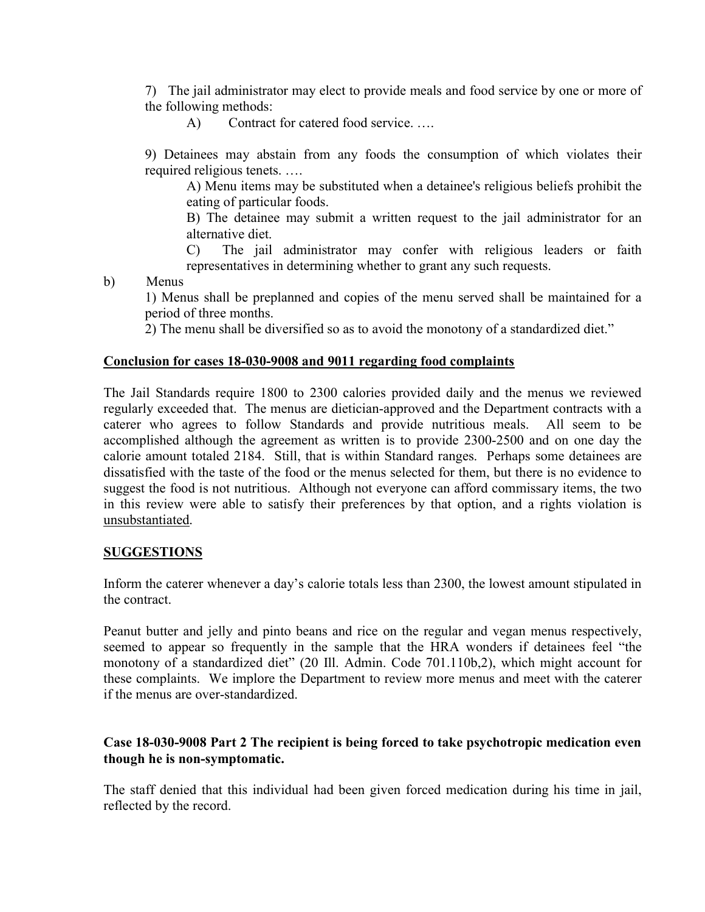7) The jail administrator may elect to provide meals and food service by one or more of the following methods:

A) Contract for catered food service. ….

9) Detainees may abstain from any foods the consumption of which violates their required religious tenets. ….

A) Menu items may be substituted when a detainee's religious beliefs prohibit the eating of particular foods.

B) The detainee may submit a written request to the jail administrator for an alternative diet.

C) The jail administrator may confer with religious leaders or faith representatives in determining whether to grant any such requests.

b) Menus

1) Menus shall be preplanned and copies of the menu served shall be maintained for a period of three months.

2) The menu shall be diversified so as to avoid the monotony of a standardized diet."

**Conclusion for cases 18-030-9008 and 9011 regarding food complaints**

The Jail Standards require 1800 to 2300 calories provided daily and the menus we reviewed regularly exceeded that. The menus are dietician-approved and the Department contracts with a caterer who agrees to follow Standards and provide nutritious meals. All seem to be accomplished although the agreement as written is to provide 2300-2500 and on one day the calorie amount totaled 2184. Still, that is within Standard ranges. Perhaps some detainees are dissatisfied with the taste of the food or the menus selected for them, but there is no evidence to suggest the food is not nutritious. Although not everyone can afford commissary items, the two in this review were able to satisfy their preferences by that option, and a rights violation is unsubstantiated.

**SUGGESTIONS**

Inform the caterer whenever a day's calorie totals less than 2300, the lowest amount stipulated in the contract.

Peanut butter and jelly and pinto beans and rice on the regular and vegan menus respectively, seemed to appear so frequently in the sample that the HRA wonders if detainees feel "the monotony of a standardized diet" (20 Ill. Admin. Code 701.110b,2), which might account for these complaints. We implore the Department to review more menus and meet with the caterer if the menus are over-standardized.

**Case 18-030-9008 Part 2 The recipient is being forced to take psychotropic medication even though he is non-symptomatic.**

The staff denied that this individual had been given forced medication during his time in jail, reflected by the record.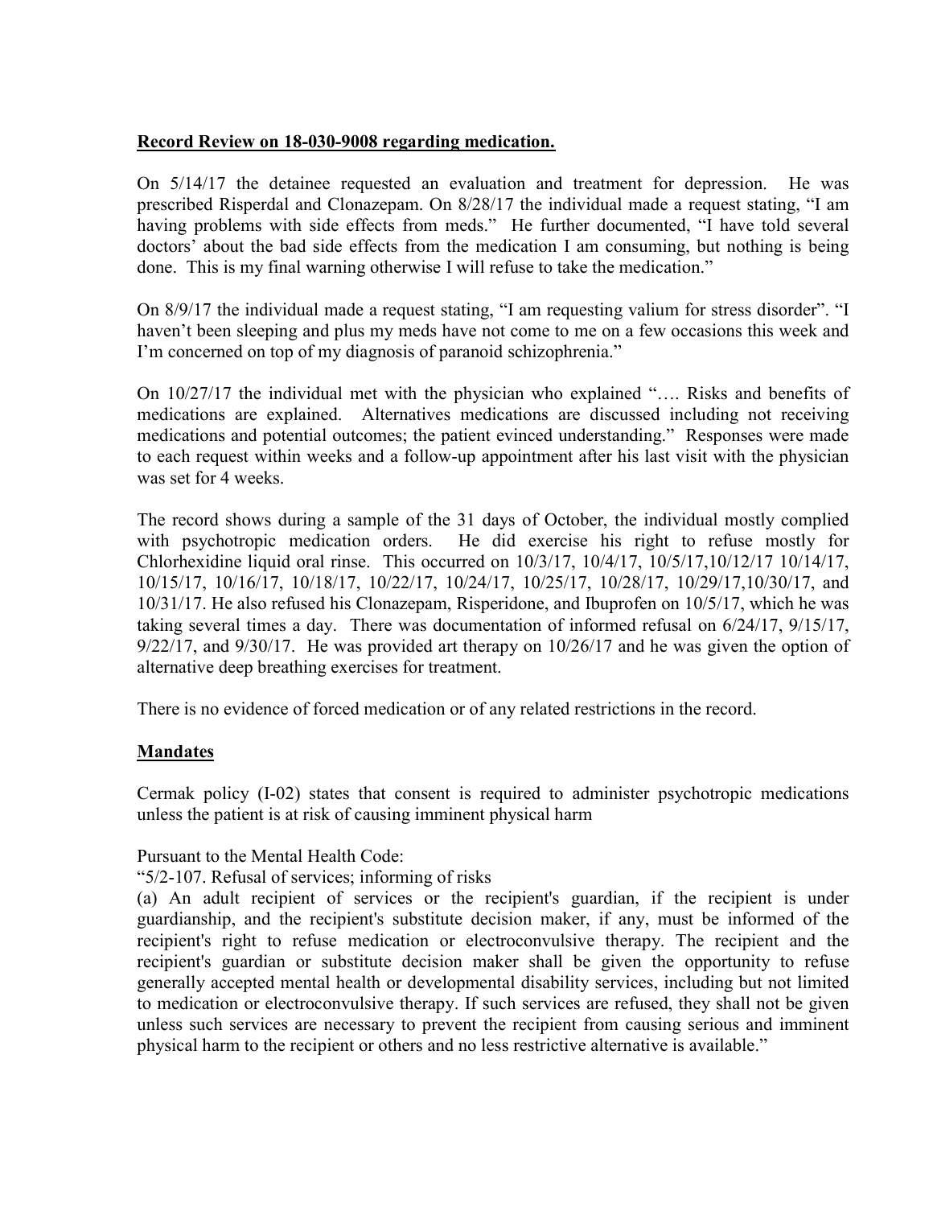**Record Review on 18-030-9008 regarding medication.**

On 5/14/17 the detainee requested an evaluation and treatment for depression. He was prescribed Risperdal and Clonazepam. On 8/28/17 the individual made a request stating, "I am having problems with side effects from meds." He further documented, "I have told several doctors' about the bad side effects from the medication I am consuming, but nothing is being done. This is my final warning otherwise I will refuse to take the medication."

On 8/9/17 the individual made a request stating, "I am requesting valium for stress disorder". "I haven't been sleeping and plus my meds have not come to me on a few occasions this week and I'm concerned on top of my diagnosis of paranoid schizophrenia."

On 10/27/17 the individual met with the physician who explained "…. Risks and benefits of medications are explained. Alternatives medications are discussed including not receiving medications and potential outcomes; the patient evinced understanding." Responses were made to each request within weeks and a follow-up appointment after his last visit with the physician was set for 4 weeks.

The record shows during a sample of the 31 days of October, the individual mostly complied with psychotropic medication orders. He did exercise his right to refuse mostly for Chlorhexidine liquid oral rinse. This occurred on 10/3/17, 10/4/17, 10/5/17,10/12/17 10/14/17, 10/15/17, 10/16/17, 10/18/17, 10/22/17, 10/24/17, 10/25/17, 10/28/17, 10/29/17,10/30/17, and 10/31/17. He also refused his Clonazepam, Risperidone, and Ibuprofen on 10/5/17, which he was taking several times a day. There was documentation of informed refusal on 6/24/17, 9/15/17, 9/22/17, and 9/30/17. He was provided art therapy on 10/26/17 and he was given the option of alternative deep breathing exercises for treatment.

There is no evidence of forced medication or of any related restrictions in the record.

**Mandates**

Cermak policy (I-02) states that consent is required to administer psychotropic medications unless the patient is at risk of causing imminent physical harm

Pursuant to the Mental Health Code:

"5/2-107. Refusal of services; informing of risks

(a) An adult recipient of services or the recipient's guardian, if the recipient is under guardianship, and the recipient's substitute decision maker, if any, must be informed of the recipient's right to refuse medication or electroconvulsive therapy. The recipient and the recipient's guardian or substitute decision maker shall be given the opportunity to refuse generally accepted mental health or developmental disability services, including but not limited to medication or electroconvulsive therapy. If such services are refused, they shall not be given unless such services are necessary to prevent the recipient from causing serious and imminent physical harm to the recipient or others and no less restrictive alternative is available."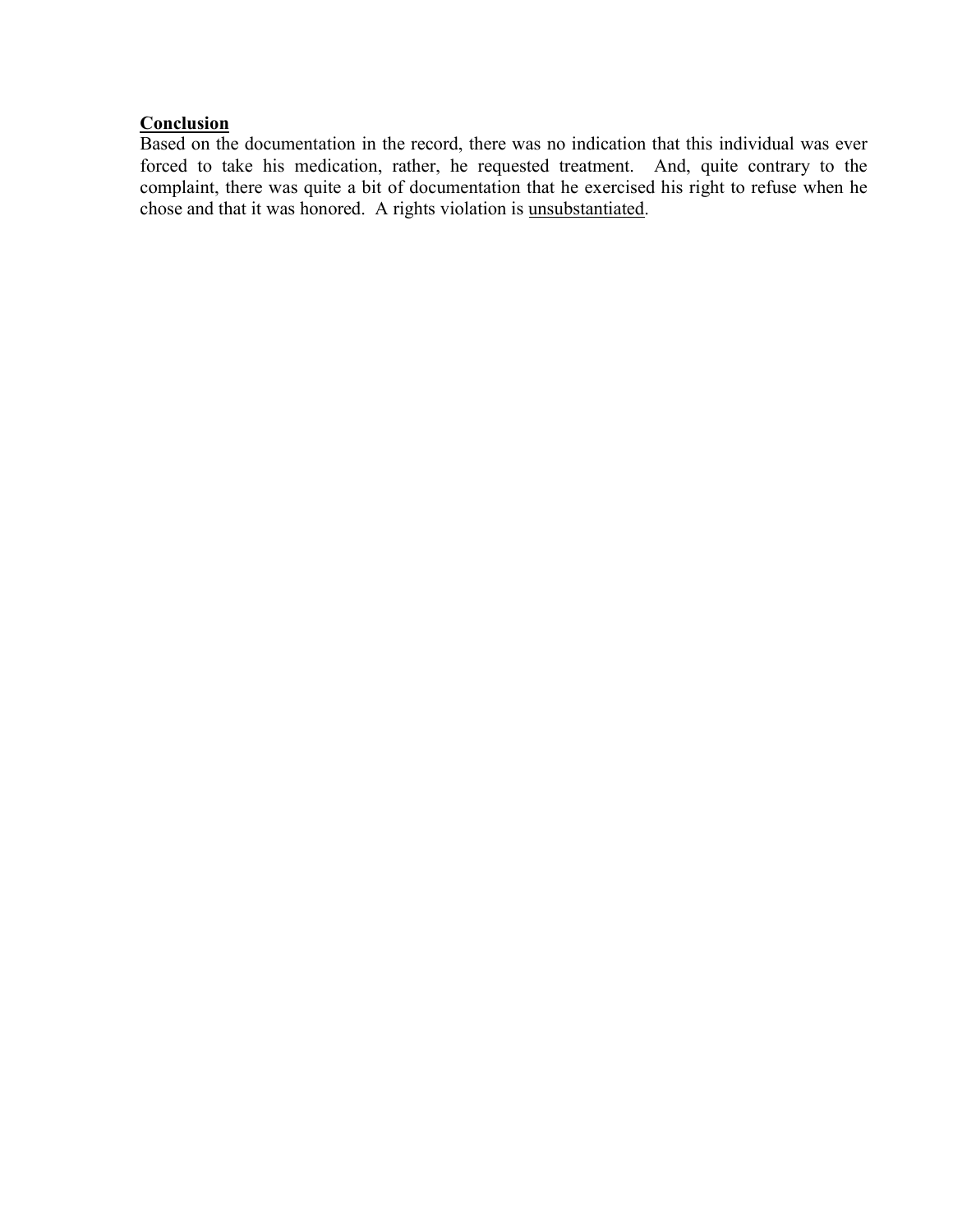**Conclusion**

Based on the documentation in the record, there was no indication that this individual was ever forced to take his medication, rather, he requested treatment. And, quite contrary to the complaint, there was quite a bit of documentation that he exercised his right to refuse when he chose and that it was honored. A rights violation is <u>unsubstantiated</u>.